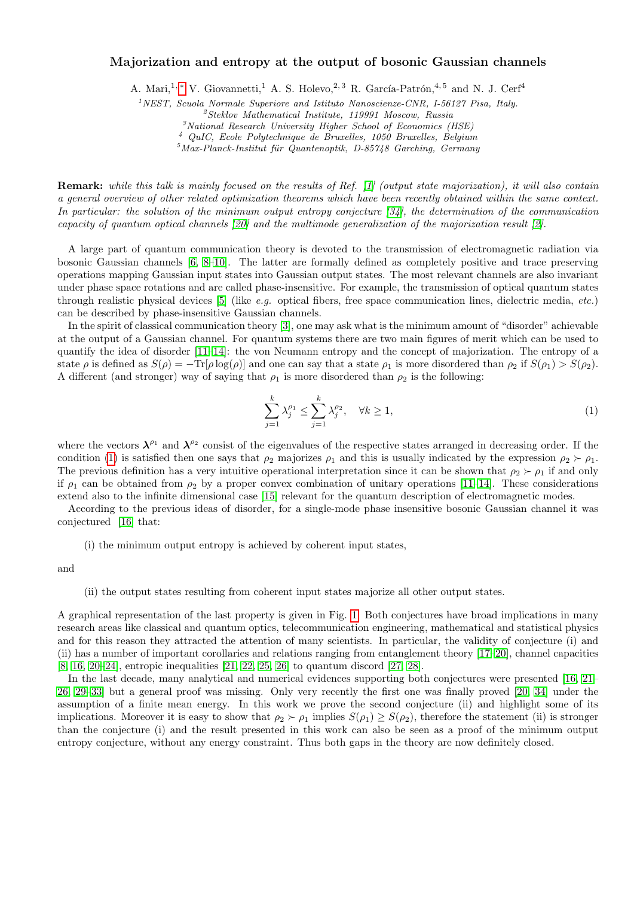# Majorization and entropy at the output of bosonic Gaussian channels

A. Mari,[1,*] V. Giovannetti,[1] A. S. Holevo,[2,3] R. García-Patrón,[4,5] and N. J. Cerf[4]

[1] *NEST, Scuola Normale Superiore and Istituto Nanoscienze-CNR, I-56127 Pisa, Italy.*
[2] *Steklov Mathematical Institute, 119991 Moscow, Russia*
[3] *National Research University Higher School of Economics (HSE)*
[4] *QuIC, Ecole Polytechnique de Bruxelles, 1050 Bruxelles, Belgium*
[5] *Max-Planck-Institut für Quantenoptik, D-85748 Garching, Germany*

**Remark:** *while this talk is mainly focused on the results of Ref. [1] (output state majorization), it will also contain a general overview of other related optimization theorems which have been recently obtained within the same context. In particular: the solution of the minimum output entropy conjecture [34], the determination of the communication capacity of quantum optical channels [20] and the multimode generalization of the majorization result [2].*

A large part of quantum communication theory is devoted to the transmission of electromagnetic radiation via bosonic Gaussian channels [6, 8–10]. The latter are formally defined as completely positive and trace preserving operations mapping Gaussian input states into Gaussian output states. The most relevant channels are also invariant under phase space rotations and are called phase-insensitive. For example, the transmission of optical quantum states through realistic physical devices [5] (like *e.g.* optical fibers, free space communication lines, dielectric media, *etc.*) can be described by phase-insensitive Gaussian channels.

In the spirit of classical communication theory [3], one may ask what is the minimum amount of "disorder" achievable at the output of a Gaussian channel. For quantum systems there are two main figures of merit which can be used to quantify the idea of disorder [11–14]: the von Neumann entropy and the concept of majorization. The entropy of a state $\rho$ is defined as $S(\rho) = -\mathrm{Tr}[\rho \log(\rho)]$ and one can say that a state $\rho_1$ is more disordered than $\rho_2$ if $S(\rho_1) > S(\rho_2)$. A different (and stronger) way of saying that $\rho_1$ is more disordered than $\rho_2$ is the following:

$$\sum_{j=1}^{k} \lambda_j^{\rho_1} \leq \sum_{j=1}^{k} \lambda_j^{\rho_2}, \quad \forall k \geq 1, \tag{1}$$

where the vectors $\boldsymbol{\lambda}^{\rho_1}$ and $\boldsymbol{\lambda}^{\rho_2}$ consist of the eigenvalues of the respective states arranged in decreasing order. If the condition (1) is satisfied then one says that $\rho_2$ majorizes $\rho_1$ and this is usually indicated by the expression $\rho_2 \succ \rho_1$. The previous definition has a very intuitive operational interpretation since it can be shown that $\rho_2 \succ \rho_1$ if and only if $\rho_1$ can be obtained from $\rho_2$ by a proper convex combination of unitary operations [11–14]. These considerations extend also to the infinite dimensional case [15] relevant for the quantum description of electromagnetic modes.

According to the previous ideas of disorder, for a single-mode phase insensitive bosonic Gaussian channel it was conjectured [16] that:

(i) the minimum output entropy is achieved by coherent input states,

and

(ii) the output states resulting from coherent input states majorize all other output states.

A graphical representation of the last property is given in Fig. 1. Both conjectures have broad implications in many research areas like classical and quantum optics, telecommunication engineering, mathematical and statistical physics and for this reason they attracted the attention of many scientists. In particular, the validity of conjecture (i) and (ii) has a number of important corollaries and relations ranging from entanglement theory [17–20], channel capacities [8, 16, 20–24], entropic inequalities [21, 22, 25, 26] to quantum discord [27, 28].

In the last decade, many analytical and numerical evidences supporting both conjectures were presented [16, 21–26, 29–33] but a general proof was missing. Only very recently the first one was finally proved [20, 34] under the assumption of a finite mean energy. In this work we prove the second conjecture (ii) and highlight some of its implications. Moreover it is easy to show that $\rho_2 \succ \rho_1$ implies $S(\rho_1) \geq S(\rho_2)$, therefore the statement (ii) is stronger than the conjecture (i) and the result presented in this work can also be seen as a proof of the minimum output entropy conjecture, without any energy constraint. Thus both gaps in the theory are now definitely closed.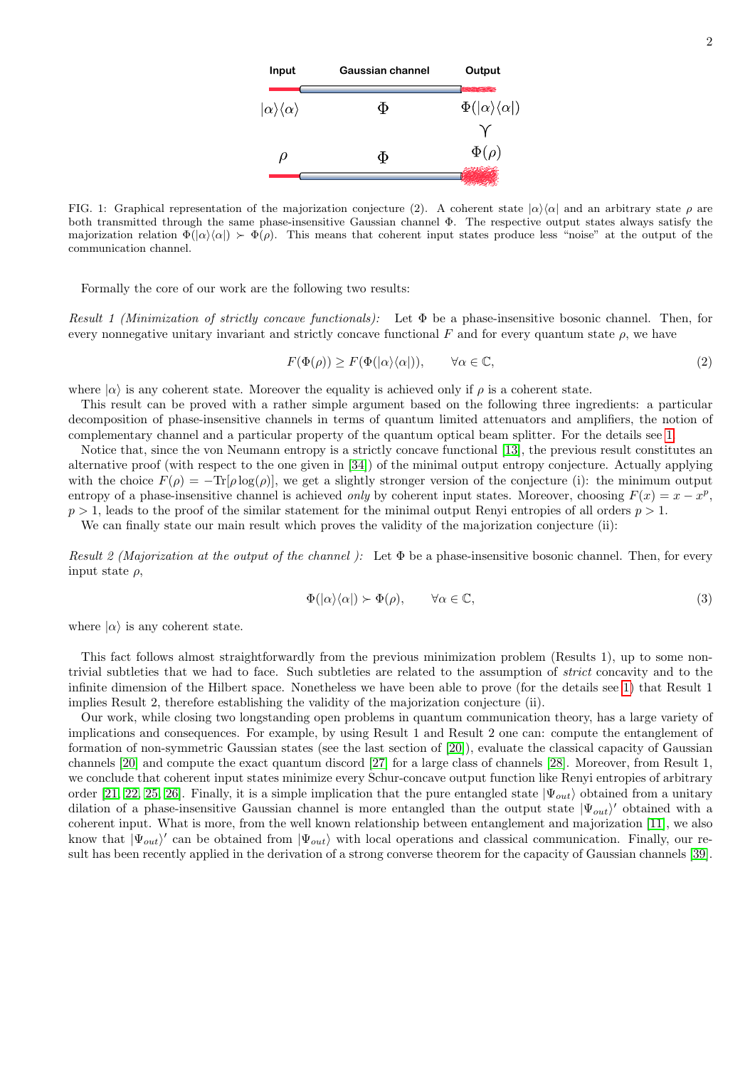FIG. 1: Graphical representation of the majorization conjecture (2). A coherent state $|\alpha\rangle\langle\alpha|$ and an arbitrary state $\rho$ are both transmitted through the same phase-insensitive Gaussian channel $\Phi$. The respective output states always satisfy the majorization relation $\Phi(|\alpha\rangle\langle\alpha|) \succ \Phi(\rho)$. This means that coherent input states produce less "noise" at the output of the communication channel.

Formally the core of our work are the following two results:

*Result 1 (Minimization of strictly concave functionals):* Let $\Phi$ be a phase-insensitive bosonic channel. Then, for every nonnegative unitary invariant and strictly concave functional $F$ and for every quantum state $\rho$, we have

$$F(\Phi(\rho)) \geq F(\Phi(|\alpha\rangle\langle\alpha|)), \qquad \forall \alpha \in \mathbb{C}, \tag{2}$$

where $|\alpha\rangle$ is any coherent state. Moreover the equality is achieved only if $\rho$ is a coherent state.

This result can be proved with a rather simple argument based on the following three ingredients: a particular decomposition of phase-insensitive channels in terms of quantum limited attenuators and amplifiers, the notion of complementary channel and a particular property of the quantum optical beam splitter. For the details see [1].

Notice that, since the von Neumann entropy is a strictly concave functional [13], the previous result constitutes an alternative proof (with respect to the one given in [34]) of the minimal output entropy conjecture. Actually applying with the choice $F(\rho) = -\text{Tr}[\rho \log(\rho)]$, we get a slightly stronger version of the conjecture (i): the minimum output entropy of a phase-insensitive channel is achieved *only* by coherent input states. Moreover, choosing $F(x) = x - x^p$, $p > 1$, leads to the proof of the similar statement for the minimal output Renyi entropies of all orders $p > 1$.

We can finally state our main result which proves the validity of the majorization conjecture (ii):

*Result 2 (Majorization at the output of the channel ):* Let $\Phi$ be a phase-insensitive bosonic channel. Then, for every input state $\rho$,

$$\Phi(|\alpha\rangle\langle\alpha|) \succ \Phi(\rho), \qquad \forall \alpha \in \mathbb{C}, \tag{3}$$

where $|\alpha\rangle$ is any coherent state.

This fact follows almost straightforwardly from the previous minimization problem (Results 1), up to some non-trivial subtleties that we had to face. Such subtleties are related to the assumption of *strict* concavity and to the infinite dimension of the Hilbert space. Nonetheless we have been able to prove (for the details see [1]) that Result 1 implies Result 2, therefore establishing the validity of the majorization conjecture (ii).

Our work, while closing two longstanding open problems in quantum communication theory, has a large variety of implications and consequences. For example, by using Result 1 and Result 2 one can: compute the entanglement of formation of non-symmetric Gaussian states (see the last section of [20]), evaluate the classical capacity of Gaussian channels [20] and compute the exact quantum discord [27] for a large class of channels [28]. Moreover, from Result 1, we conclude that coherent input states minimize every Schur-concave output function like Renyi entropies of arbitrary order [21, 22, 25, 26]. Finally, it is a simple implication that the pure entangled state $|\Psi_{out}\rangle$ obtained from a unitary dilation of a phase-insensitive Gaussian channel is more entangled than the output state $|\Psi_{out}\rangle'$ obtained with a coherent input. What is more, from the well known relationship between entanglement and majorization [11], we also know that $|\Psi_{out}\rangle'$ can be obtained from $|\Psi_{out}\rangle$ with local operations and classical communication. Finally, our result has been recently applied in the derivation of a strong converse theorem for the capacity of Gaussian channels [39].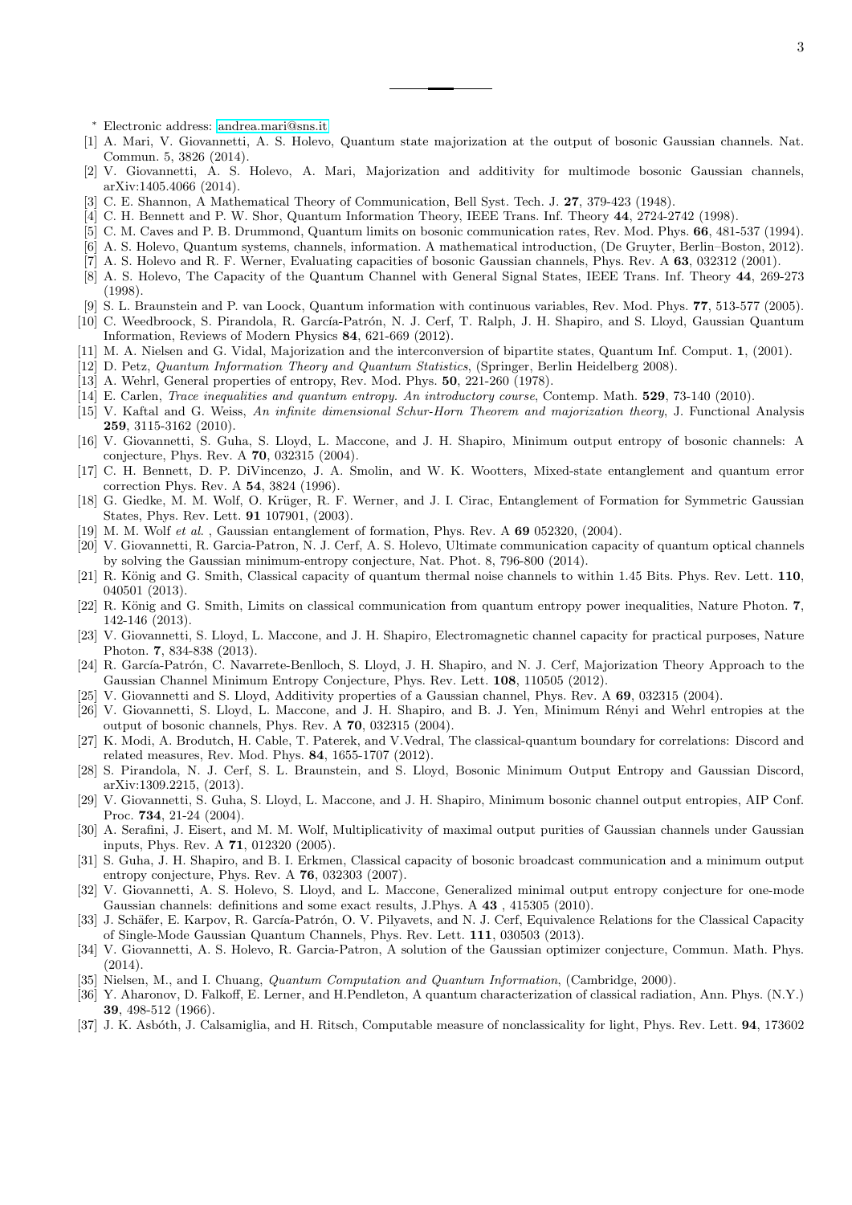---

* Electronic address: andrea.mari@sns.it

[1] A. Mari, V. Giovannetti, A. S. Holevo, Quantum state majorization at the output of bosonic Gaussian channels. Nat. Commun. 5, 3826 (2014).

[2] V. Giovannetti, A. S. Holevo, A. Mari, Majorization and additivity for multimode bosonic Gaussian channels, arXiv:1405.4066 (2014).

[3] C. E. Shannon, A Mathematical Theory of Communication, Bell Syst. Tech. J. **27**, 379-423 (1948).

[4] C. H. Bennett and P. W. Shor, Quantum Information Theory, IEEE Trans. Inf. Theory **44**, 2724-2742 (1998).

[5] C. M. Caves and P. B. Drummond, Quantum limits on bosonic communication rates, Rev. Mod. Phys. **66**, 481-537 (1994).

[6] A. S. Holevo, Quantum systems, channels, information. A mathematical introduction, (De Gruyter, Berlin–Boston, 2012).

[7] A. S. Holevo and R. F. Werner, Evaluating capacities of bosonic Gaussian channels, Phys. Rev. A **63**, 032312 (2001).

[8] A. S. Holevo, The Capacity of the Quantum Channel with General Signal States, IEEE Trans. Inf. Theory **44**, 269-273 (1998).

[9] S. L. Braunstein and P. van Loock, Quantum information with continuous variables, Rev. Mod. Phys. **77**, 513-577 (2005).

[10] C. Weedbroock, S. Pirandola, R. García-Patrón, N. J. Cerf, T. Ralph, J. H. Shapiro, and S. Lloyd, Gaussian Quantum Information, Reviews of Modern Physics **84**, 621-669 (2012).

[11] M. A. Nielsen and G. Vidal, Majorization and the interconversion of bipartite states, Quantum Inf. Comput. **1**, (2001).

[12] D. Petz, *Quantum Information Theory and Quantum Statistics*, (Springer, Berlin Heidelberg 2008).

[13] A. Wehrl, General properties of entropy, Rev. Mod. Phys. **50**, 221-260 (1978).

[14] E. Carlen, *Trace inequalities and quantum entropy. An introductory course*, Contemp. Math. **529**, 73-140 (2010).

[15] V. Kaftal and G. Weiss, *An infinite dimensional Schur-Horn Theorem and majorization theory*, J. Functional Analysis **259**, 3115-3162 (2010).

[16] V. Giovannetti, S. Guha, S. Lloyd, L. Maccone, and J. H. Shapiro, Minimum output entropy of bosonic channels: A conjecture, Phys. Rev. A **70**, 032315 (2004).

[17] C. H. Bennett, D. P. DiVincenzo, J. A. Smolin, and W. K. Wootters, Mixed-state entanglement and quantum error correction Phys. Rev. A **54**, 3824 (1996).

[18] G. Giedke, M. M. Wolf, O. Krüger, R. F. Werner, and J. I. Cirac, Entanglement of Formation for Symmetric Gaussian States, Phys. Rev. Lett. **91** 107901, (2003).

[19] M. M. Wolf *et al.* , Gaussian entanglement of formation, Phys. Rev. A **69** 052320, (2004).

[20] V. Giovannetti, R. Garcia-Patron, N. J. Cerf, A. S. Holevo, Ultimate communication capacity of quantum optical channels by solving the Gaussian minimum-entropy conjecture, Nat. Phot. 8, 796-800 (2014).

[21] R. König and G. Smith, Classical capacity of quantum thermal noise channels to within 1.45 Bits. Phys. Rev. Lett. **110**, 040501 (2013).

[22] R. König and G. Smith, Limits on classical communication from quantum entropy power inequalities, Nature Photon. **7**, 142-146 (2013).

[23] V. Giovannetti, S. Lloyd, L. Maccone, and J. H. Shapiro, Electromagnetic channel capacity for practical purposes, Nature Photon. **7**, 834-838 (2013).

[24] R. García-Patrón, C. Navarrete-Benlloch, S. Lloyd, J. H. Shapiro, and N. J. Cerf, Majorization Theory Approach to the Gaussian Channel Minimum Entropy Conjecture, Phys. Rev. Lett. **108**, 110505 (2012).

[25] V. Giovannetti and S. Lloyd, Additivity properties of a Gaussian channel, Phys. Rev. A **69**, 032315 (2004).

[26] V. Giovannetti, S. Lloyd, L. Maccone, and J. H. Shapiro, and B. J. Yen, Minimum Rényi and Wehrl entropies at the output of bosonic channels, Phys. Rev. A **70**, 032315 (2004).

[27] K. Modi, A. Brodutch, H. Cable, T. Paterek, and V.Vedral, The classical-quantum boundary for correlations: Discord and related measures, Rev. Mod. Phys. **84**, 1655-1707 (2012).

[28] S. Pirandola, N. J. Cerf, S. L. Braunstein, and S. Lloyd, Bosonic Minimum Output Entropy and Gaussian Discord, arXiv:1309.2215, (2013).

[29] V. Giovannetti, S. Guha, S. Lloyd, L. Maccone, and J. H. Shapiro, Minimum bosonic channel output entropies, AIP Conf. Proc. **734**, 21-24 (2004).

[30] A. Serafini, J. Eisert, and M. M. Wolf, Multiplicativity of maximal output purities of Gaussian channels under Gaussian inputs, Phys. Rev. A **71**, 012320 (2005).

[31] S. Guha, J. H. Shapiro, and B. I. Erkmen, Classical capacity of bosonic broadcast communication and a minimum output entropy conjecture, Phys. Rev. A **76**, 032303 (2007).

[32] V. Giovannetti, A. S. Holevo, S. Lloyd, and L. Maccone, Generalized minimal output entropy conjecture for one-mode Gaussian channels: definitions and some exact results, J.Phys. A **43** , 415305 (2010).

[33] J. Schäfer, E. Karpov, R. García-Patrón, O. V. Pilyavets, and N. J. Cerf, Equivalence Relations for the Classical Capacity of Single-Mode Gaussian Quantum Channels, Phys. Rev. Lett. **111**, 030503 (2013).

[34] V. Giovannetti, A. S. Holevo, R. Garcia-Patron, A solution of the Gaussian optimizer conjecture, Commun. Math. Phys. (2014).

[35] Nielsen, M., and I. Chuang, *Quantum Computation and Quantum Information*, (Cambridge, 2000).

[36] Y. Aharonov, D. Falkoff, E. Lerner, and H.Pendleton, A quantum characterization of classical radiation, Ann. Phys. (N.Y.) **39**, 498-512 (1966).

[37] J. K. Asbóth, J. Calsamiglia, and H. Ritsch, Computable measure of nonclassicality for light, Phys. Rev. Lett. **94**, 173602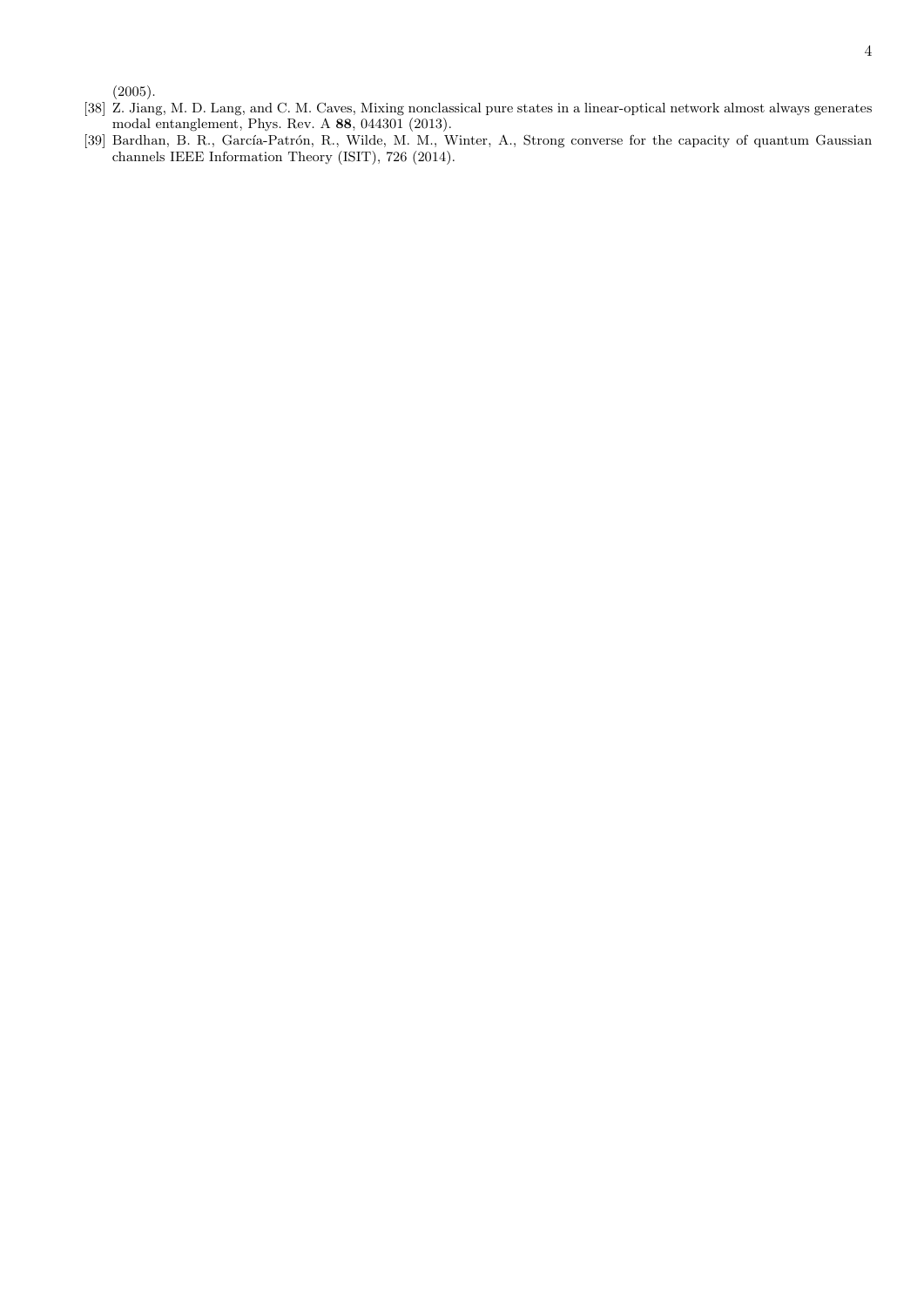(2005).

[38] Z. Jiang, M. D. Lang, and C. M. Caves, Mixing nonclassical pure states in a linear-optical network almost always generates modal entanglement, Phys. Rev. A **88**, 044301 (2013).

[39] Bardhan, B. R., García-Patrón, R., Wilde, M. M., Winter, A., Strong converse for the capacity of quantum Gaussian channels IEEE Information Theory (ISIT), 726 (2014).